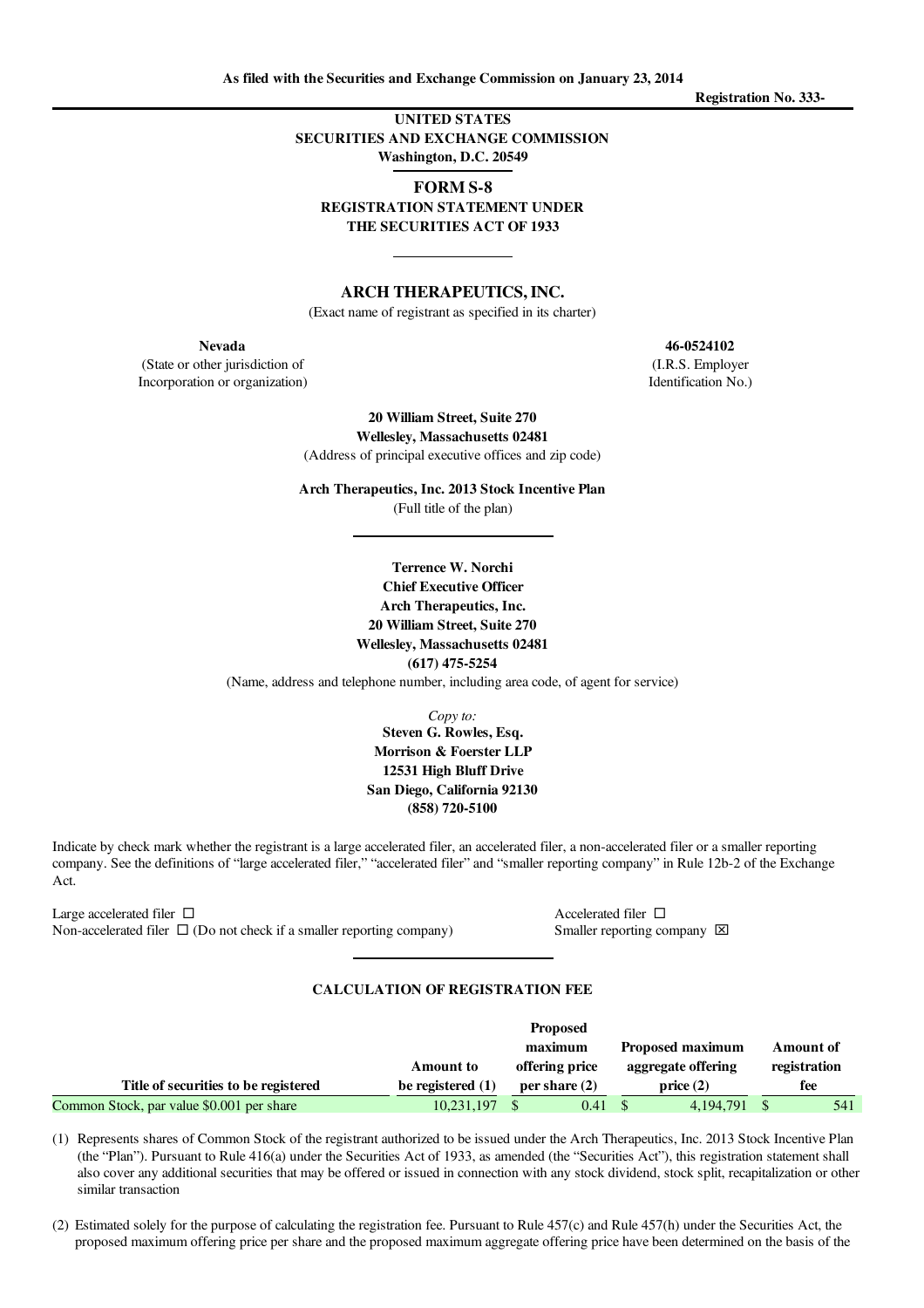As filed with the Securities and Exchange Commission on January 23, 2014

**Registration No. 333-**

**UNITED STATES**
**SECURITIES AND EXCHANGE COMMISSION**
**Washington, D.C. 20549**

# FORM S-8

**REGISTRATION STATEMENT UNDER THE SECURITIES ACT OF 1933**

## ARCH THERAPEUTICS, INC.

(Exact name of registrant as specified in its charter)

**Nevada**
(State or other jurisdiction of Incorporation or organization)

**46-0524102**
(I.R.S. Employer Identification No.)

**20 William Street, Suite 270**
**Wellesley, Massachusetts 02481**
(Address of principal executive offices and zip code)

**Arch Therapeutics, Inc. 2013 Stock Incentive Plan**
(Full title of the plan)

**Terrence W. Norchi**
**Chief Executive Officer**
**Arch Therapeutics, Inc.**
**20 William Street, Suite 270**
**Wellesley, Massachusetts 02481**
**(617) 475-5254**
(Name, address and telephone number, including area code, of agent for service)

*Copy to:*
**Steven G. Rowles, Esq.**
**Morrison & Foerster LLP**
**12531 High Bluff Drive**
**San Diego, California 92130**
**(858) 720-5100**

Indicate by check mark whether the registrant is a large accelerated filer, an accelerated filer, a non-accelerated filer or a smaller reporting company. See the definitions of "large accelerated filer," "accelerated filer" and "smaller reporting company" in Rule 12b-2 of the Exchange Act.

Large accelerated filer ☐ Accelerated filer ☐
Non-accelerated filer ☐ (Do not check if a smaller reporting company) Smaller reporting company ☒

**CALCULATION OF REGISTRATION FEE**

| Title of securities to be registered | Amount to be registered (1) | Proposed maximum offering price per share (2) | Proposed maximum aggregate offering price (2) | Amount of registration fee |
|---|---|---|---|---|
| Common Stock, par value $0.001 per share | 10,231,197 | $ 0.41 | $ 4,194,791 | $ 541 |

(1) Represents shares of Common Stock of the registrant authorized to be issued under the Arch Therapeutics, Inc. 2013 Stock Incentive Plan (the "Plan"). Pursuant to Rule 416(a) under the Securities Act of 1933, as amended (the "Securities Act"), this registration statement shall also cover any additional securities that may be offered or issued in connection with any stock dividend, stock split, recapitalization or other similar transaction

(2) Estimated solely for the purpose of calculating the registration fee. Pursuant to Rule 457(c) and Rule 457(h) under the Securities Act, the proposed maximum offering price per share and the proposed maximum aggregate offering price have been determined on the basis of the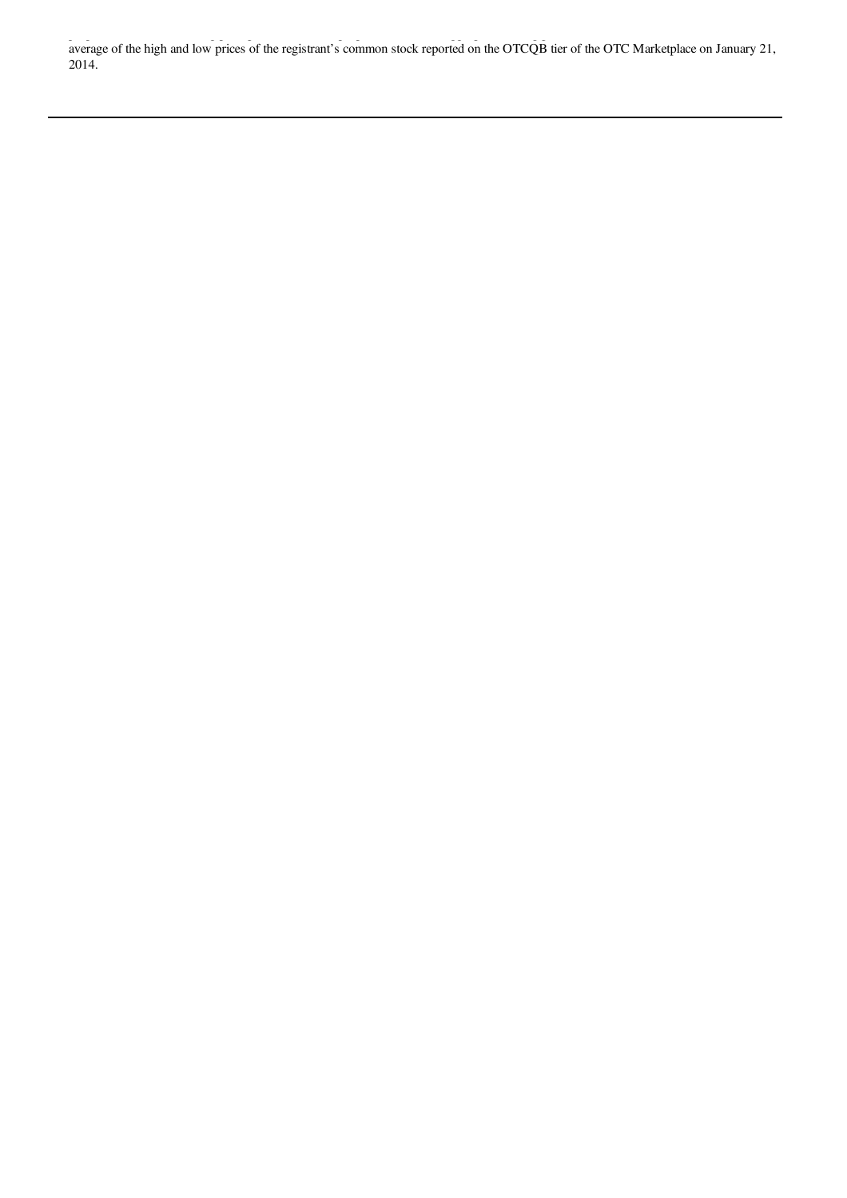average of the high and low prices of the registrant's common stock reported on the OTCQB tier of the OTC Marketplace on January 21, 2014.

---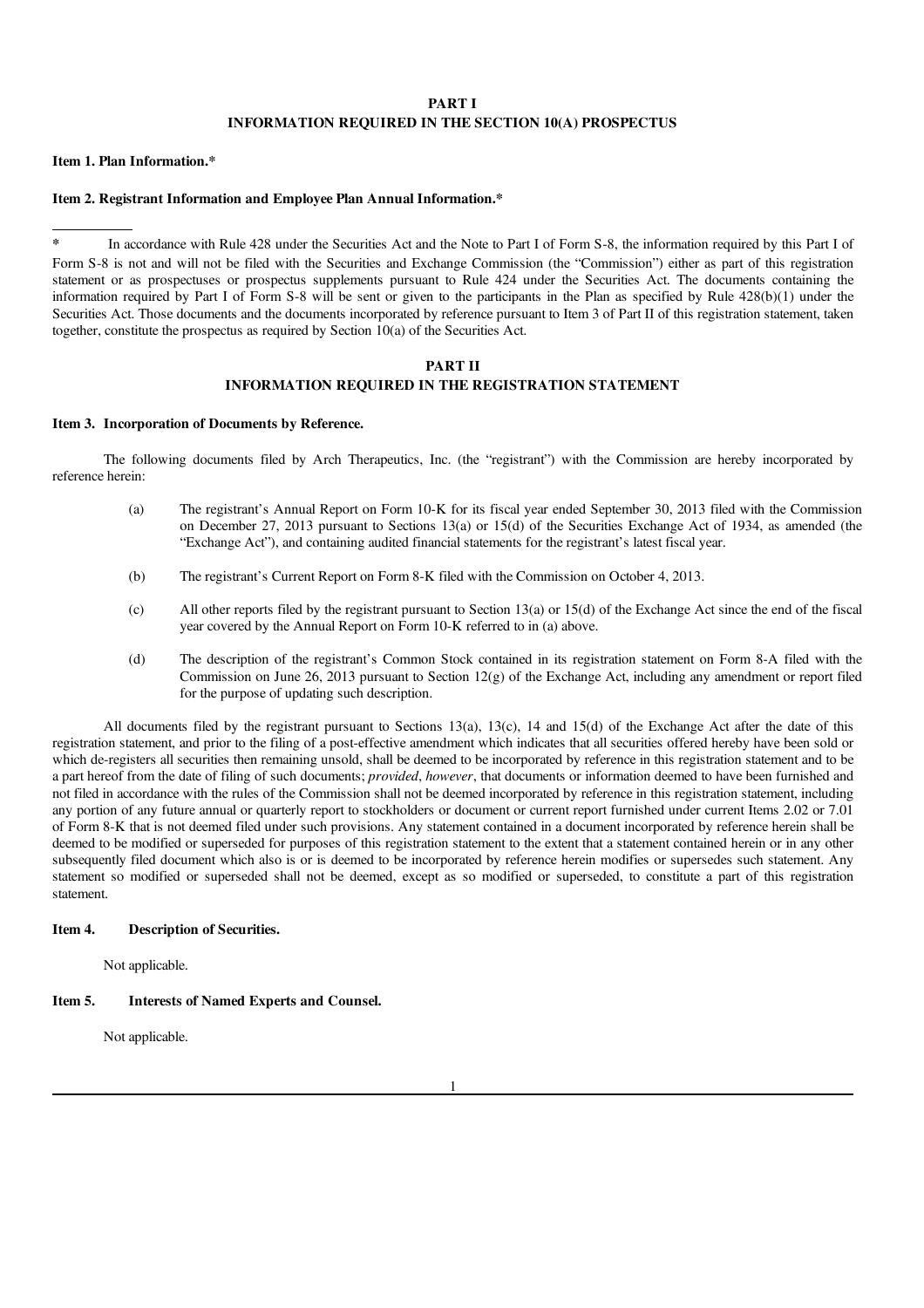## PART I
## INFORMATION REQUIRED IN THE SECTION 10(A) PROSPECTUS

**Item 1. Plan Information.***

**Item 2. Registrant Information and Employee Plan Annual Information.***

---

\* In accordance with Rule 428 under the Securities Act and the Note to Part I of Form S-8, the information required by this Part I of Form S-8 is not and will not be filed with the Securities and Exchange Commission (the "Commission") either as part of this registration statement or as prospectuses or prospectus supplements pursuant to Rule 424 under the Securities Act. The documents containing the information required by Part I of Form S-8 will be sent or given to the participants in the Plan as specified by Rule 428(b)(1) under the Securities Act. Those documents and the documents incorporated by reference pursuant to Item 3 of Part II of this registration statement, taken together, constitute the prospectus as required by Section 10(a) of the Securities Act.

## PART II
## INFORMATION REQUIRED IN THE REGISTRATION STATEMENT

**Item 3. Incorporation of Documents by Reference.**

The following documents filed by Arch Therapeutics, Inc. (the "registrant") with the Commission are hereby incorporated by reference herein:

(a) The registrant's Annual Report on Form 10-K for its fiscal year ended September 30, 2013 filed with the Commission on December 27, 2013 pursuant to Sections 13(a) or 15(d) of the Securities Exchange Act of 1934, as amended (the "Exchange Act"), and containing audited financial statements for the registrant's latest fiscal year.

(b) The registrant's Current Report on Form 8-K filed with the Commission on October 4, 2013.

(c) All other reports filed by the registrant pursuant to Section 13(a) or 15(d) of the Exchange Act since the end of the fiscal year covered by the Annual Report on Form 10-K referred to in (a) above.

(d) The description of the registrant's Common Stock contained in its registration statement on Form 8-A filed with the Commission on June 26, 2013 pursuant to Section 12(g) of the Exchange Act, including any amendment or report filed for the purpose of updating such description.

All documents filed by the registrant pursuant to Sections 13(a), 13(c), 14 and 15(d) of the Exchange Act after the date of this registration statement, and prior to the filing of a post-effective amendment which indicates that all securities offered hereby have been sold or which de-registers all securities then remaining unsold, shall be deemed to be incorporated by reference in this registration statement and to be a part hereof from the date of filing of such documents; *provided*, *however*, that documents or information deemed to have been furnished and not filed in accordance with the rules of the Commission shall not be deemed incorporated by reference in this registration statement, including any portion of any future annual or quarterly report to stockholders or document or current report furnished under current Items 2.02 or 7.01 of Form 8-K that is not deemed filed under such provisions. Any statement contained in a document incorporated by reference herein shall be deemed to be modified or superseded for purposes of this registration statement to the extent that a statement contained herein or in any other subsequently filed document which also is or is deemed to be incorporated by reference herein modifies or supersedes such statement. Any statement so modified or superseded shall not be deemed, except as so modified or superseded, to constitute a part of this registration statement.

**Item 4. Description of Securities.**

Not applicable.

**Item 5. Interests of Named Experts and Counsel.**

Not applicable.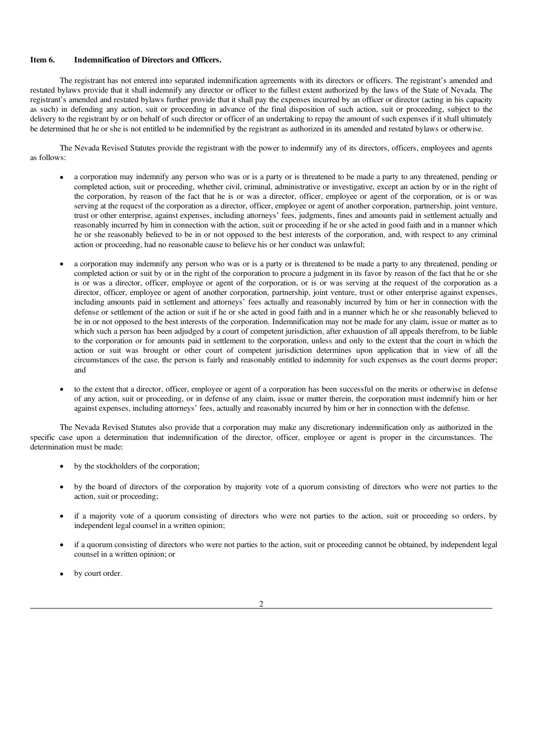**Item 6. Indemnification of Directors and Officers.**

The registrant has not entered into separated indemnification agreements with its directors or officers. The registrant's amended and restated bylaws provide that it shall indemnify any director or officer to the fullest extent authorized by the laws of the State of Nevada. The registrant's amended and restated bylaws further provide that it shall pay the expenses incurred by an officer or director (acting in his capacity as such) in defending any action, suit or proceeding in advance of the final disposition of such action, suit or proceeding, subject to the delivery to the registrant by or on behalf of such director or officer of an undertaking to repay the amount of such expenses if it shall ultimately be determined that he or she is not entitled to be indemnified by the registrant as authorized in its amended and restated bylaws or otherwise.

The Nevada Revised Statutes provide the registrant with the power to indemnify any of its directors, officers, employees and agents as follows:

- a corporation may indemnify any person who was or is a party or is threatened to be made a party to any threatened, pending or completed action, suit or proceeding, whether civil, criminal, administrative or investigative, except an action by or in the right of the corporation, by reason of the fact that he is or was a director, officer, employee or agent of the corporation, or is or was serving at the request of the corporation as a director, officer, employee or agent of another corporation, partnership, joint venture, trust or other enterprise, against expenses, including attorneys' fees, judgments, fines and amounts paid in settlement actually and reasonably incurred by him in connection with the action, suit or proceeding if he or she acted in good faith and in a manner which he or she reasonably believed to be in or not opposed to the best interests of the corporation, and, with respect to any criminal action or proceeding, had no reasonable cause to believe his or her conduct was unlawful;

- a corporation may indemnify any person who was or is a party or is threatened to be made a party to any threatened, pending or completed action or suit by or in the right of the corporation to procure a judgment in its favor by reason of the fact that he or she is or was a director, officer, employee or agent of the corporation, or is or was serving at the request of the corporation as a director, officer, employee or agent of another corporation, partnership, joint venture, trust or other enterprise against expenses, including amounts paid in settlement and attorneys' fees actually and reasonably incurred by him or her in connection with the defense or settlement of the action or suit if he or she acted in good faith and in a manner which he or she reasonably believed to be in or not opposed to the best interests of the corporation. Indemnification may not be made for any claim, issue or matter as to which such a person has been adjudged by a court of competent jurisdiction, after exhaustion of all appeals therefrom, to be liable to the corporation or for amounts paid in settlement to the corporation, unless and only to the extent that the court in which the action or suit was brought or other court of competent jurisdiction determines upon application that in view of all the circumstances of the case, the person is fairly and reasonably entitled to indemnity for such expenses as the court deems proper; and

- to the extent that a director, officer, employee or agent of a corporation has been successful on the merits or otherwise in defense of any action, suit or proceeding, or in defense of any claim, issue or matter therein, the corporation must indemnify him or her against expenses, including attorneys' fees, actually and reasonably incurred by him or her in connection with the defense.

The Nevada Revised Statutes also provide that a corporation may make any discretionary indemnification only as authorized in the specific case upon a determination that indemnification of the director, officer, employee or agent is proper in the circumstances. The determination must be made:

- by the stockholders of the corporation;

- by the board of directors of the corporation by majority vote of a quorum consisting of directors who were not parties to the action, suit or proceeding;

- if a majority vote of a quorum consisting of directors who were not parties to the action, suit or proceeding so orders, by independent legal counsel in a written opinion;

- if a quorum consisting of directors who were not parties to the action, suit or proceeding cannot be obtained, by independent legal counsel in a written opinion; or

- by court order.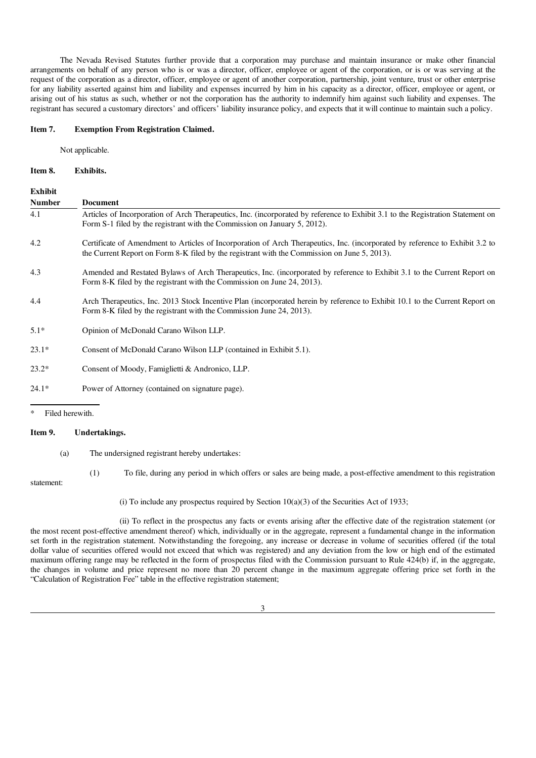The Nevada Revised Statutes further provide that a corporation may purchase and maintain insurance or make other financial arrangements on behalf of any person who is or was a director, officer, employee or agent of the corporation, or is or was serving at the request of the corporation as a director, officer, employee or agent of another corporation, partnership, joint venture, trust or other enterprise for any liability asserted against him and liability and expenses incurred by him in his capacity as a director, officer, employee or agent, or arising out of his status as such, whether or not the corporation has the authority to indemnify him against such liability and expenses. The registrant has secured a customary directors' and officers' liability insurance policy, and expects that it will continue to maintain such a policy.

**Item 7. Exemption From Registration Claimed.**

Not applicable.

**Item 8. Exhibits.**

| Exhibit Number | Document |
|---|---|
| 4.1 | Articles of Incorporation of Arch Therapeutics, Inc. (incorporated by reference to Exhibit 3.1 to the Registration Statement on Form S-1 filed by the registrant with the Commission on January 5, 2012). |
| 4.2 | Certificate of Amendment to Articles of Incorporation of Arch Therapeutics, Inc. (incorporated by reference to Exhibit 3.2 to the Current Report on Form 8-K filed by the registrant with the Commission on June 5, 2013). |
| 4.3 | Amended and Restated Bylaws of Arch Therapeutics, Inc. (incorporated by reference to Exhibit 3.1 to the Current Report on Form 8-K filed by the registrant with the Commission on June 24, 2013). |
| 4.4 | Arch Therapeutics, Inc. 2013 Stock Incentive Plan (incorporated herein by reference to Exhibit 10.1 to the Current Report on Form 8-K filed by the registrant with the Commission June 24, 2013). |
| 5.1* | Opinion of McDonald Carano Wilson LLP. |
| 23.1* | Consent of McDonald Carano Wilson LLP (contained in Exhibit 5.1). |
| 23.2* | Consent of Moody, Famiglietti & Andronico, LLP. |
| 24.1* | Power of Attorney (contained on signature page). |

\* Filed herewith.

**Item 9. Undertakings.**

(a) The undersigned registrant hereby undertakes:

(1) To file, during any period in which offers or sales are being made, a post-effective amendment to this registration statement:

(i) To include any prospectus required by Section 10(a)(3) of the Securities Act of 1933;

(ii) To reflect in the prospectus any facts or events arising after the effective date of the registration statement (or the most recent post-effective amendment thereof) which, individually or in the aggregate, represent a fundamental change in the information set forth in the registration statement. Notwithstanding the foregoing, any increase or decrease in volume of securities offered (if the total dollar value of securities offered would not exceed that which was registered) and any deviation from the low or high end of the estimated maximum offering range may be reflected in the form of prospectus filed with the Commission pursuant to Rule 424(b) if, in the aggregate, the changes in volume and price represent no more than 20 percent change in the maximum aggregate offering price set forth in the "Calculation of Registration Fee" table in the effective registration statement;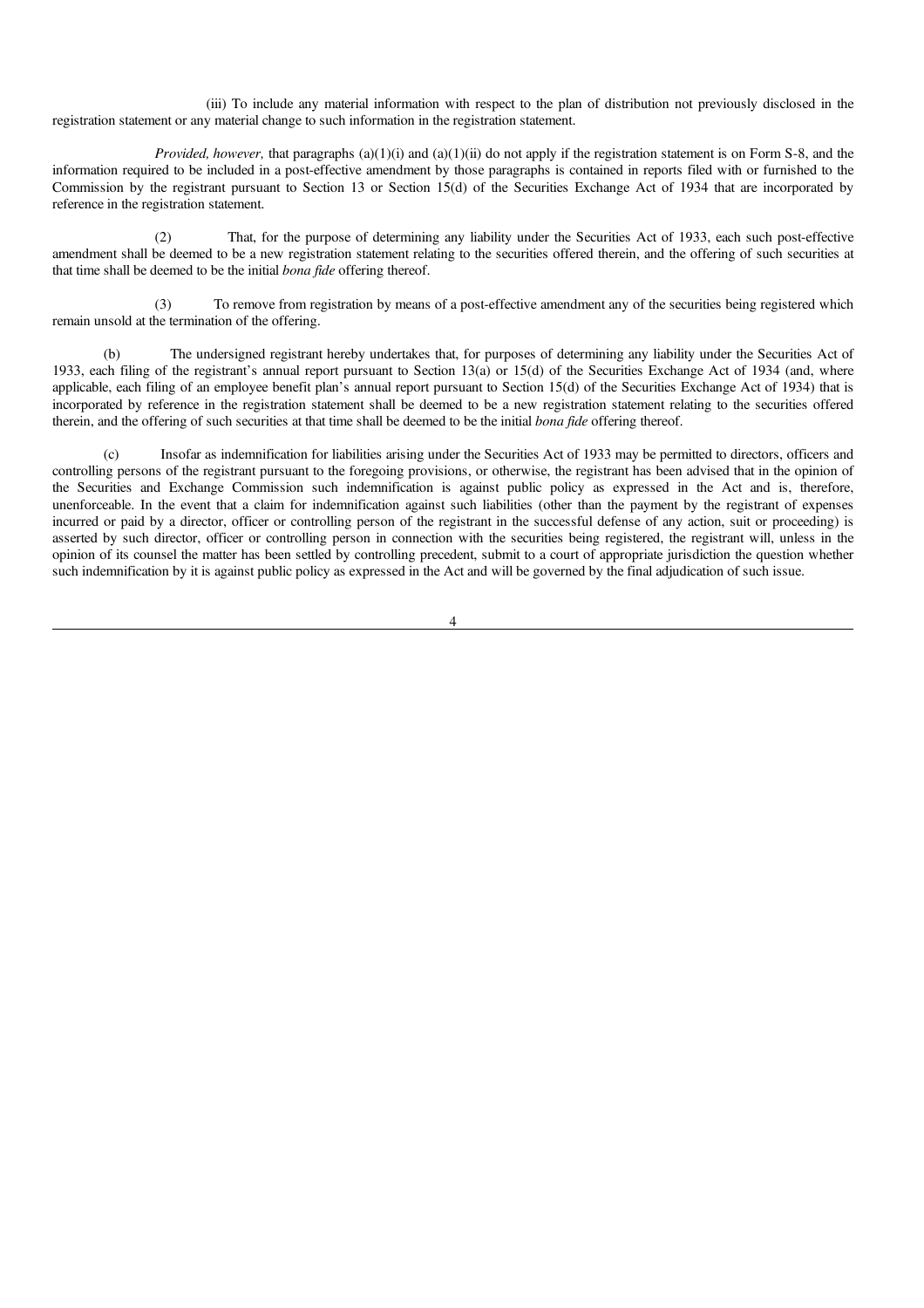(iii) To include any material information with respect to the plan of distribution not previously disclosed in the registration statement or any material change to such information in the registration statement.

*Provided, however,* that paragraphs (a)(1)(i) and (a)(1)(ii) do not apply if the registration statement is on Form S-8, and the information required to be included in a post-effective amendment by those paragraphs is contained in reports filed with or furnished to the Commission by the registrant pursuant to Section 13 or Section 15(d) of the Securities Exchange Act of 1934 that are incorporated by reference in the registration statement.

(2) That, for the purpose of determining any liability under the Securities Act of 1933, each such post-effective amendment shall be deemed to be a new registration statement relating to the securities offered therein, and the offering of such securities at that time shall be deemed to be the initial *bona fide* offering thereof.

(3) To remove from registration by means of a post-effective amendment any of the securities being registered which remain unsold at the termination of the offering.

(b) The undersigned registrant hereby undertakes that, for purposes of determining any liability under the Securities Act of 1933, each filing of the registrant's annual report pursuant to Section 13(a) or 15(d) of the Securities Exchange Act of 1934 (and, where applicable, each filing of an employee benefit plan's annual report pursuant to Section 15(d) of the Securities Exchange Act of 1934) that is incorporated by reference in the registration statement shall be deemed to be a new registration statement relating to the securities offered therein, and the offering of such securities at that time shall be deemed to be the initial *bona fide* offering thereof.

(c) Insofar as indemnification for liabilities arising under the Securities Act of 1933 may be permitted to directors, officers and controlling persons of the registrant pursuant to the foregoing provisions, or otherwise, the registrant has been advised that in the opinion of the Securities and Exchange Commission such indemnification is against public policy as expressed in the Act and is, therefore, unenforceable. In the event that a claim for indemnification against such liabilities (other than the payment by the registrant of expenses incurred or paid by a director, officer or controlling person of the registrant in the successful defense of any action, suit or proceeding) is asserted by such director, officer or controlling person in connection with the securities being registered, the registrant will, unless in the opinion of its counsel the matter has been settled by controlling precedent, submit to a court of appropriate jurisdiction the question whether such indemnification by it is against public policy as expressed in the Act and will be governed by the final adjudication of such issue.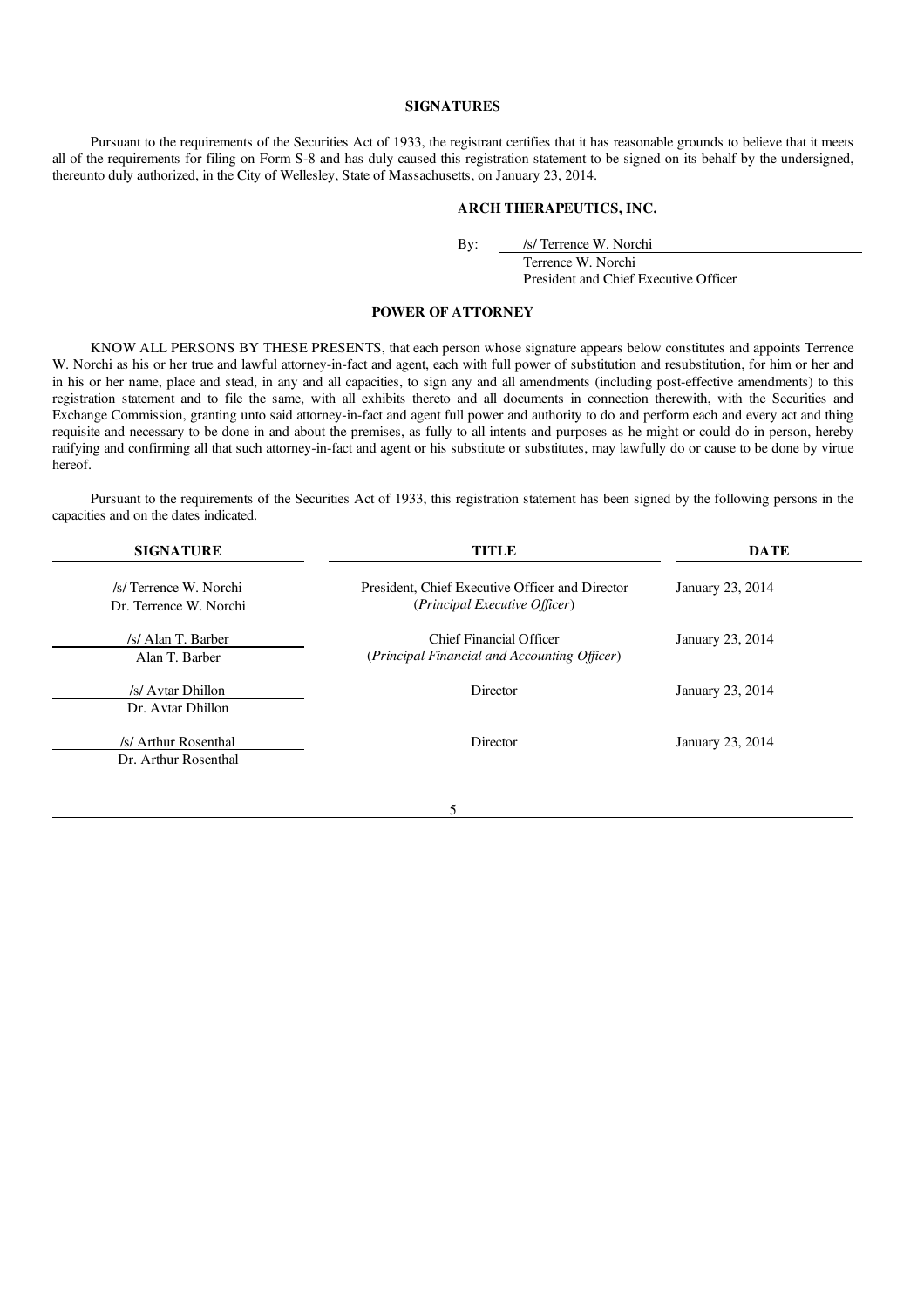## SIGNATURES

Pursuant to the requirements of the Securities Act of 1933, the registrant certifies that it has reasonable grounds to believe that it meets all of the requirements for filing on Form S-8 and has duly caused this registration statement to be signed on its behalf by the undersigned, thereunto duly authorized, in the City of Wellesley, State of Massachusetts, on January 23, 2014.

**ARCH THERAPEUTICS, INC.**

By: /s/ Terrence W. Norchi
Terrence W. Norchi
President and Chief Executive Officer

## POWER OF ATTORNEY

KNOW ALL PERSONS BY THESE PRESENTS, that each person whose signature appears below constitutes and appoints Terrence W. Norchi as his or her true and lawful attorney-in-fact and agent, each with full power of substitution and resubstitution, for him or her and in his or her name, place and stead, in any and all capacities, to sign any and all amendments (including post-effective amendments) to this registration statement and to file the same, with all exhibits thereto and all documents in connection therewith, with the Securities and Exchange Commission, granting unto said attorney-in-fact and agent full power and authority to do and perform each and every act and thing requisite and necessary to be done in and about the premises, as fully to all intents and purposes as he might or could do in person, hereby ratifying and confirming all that such attorney-in-fact and agent or his substitute or substitutes, may lawfully do or cause to be done by virtue hereof.

Pursuant to the requirements of the Securities Act of 1933, this registration statement has been signed by the following persons in the capacities and on the dates indicated.

| SIGNATURE | TITLE | DATE |
|---|---|---|
| /s/ Terrence W. Norchi<br>Dr. Terrence W. Norchi | President, Chief Executive Officer and Director<br>(*Principal Executive Officer*) | January 23, 2014 |
| /s/ Alan T. Barber<br>Alan T. Barber | Chief Financial Officer<br>(*Principal Financial and Accounting Officer*) | January 23, 2014 |
| /s/ Avtar Dhillon<br>Dr. Avtar Dhillon | Director | January 23, 2014 |
| /s/ Arthur Rosenthal<br>Dr. Arthur Rosenthal | Director | January 23, 2014 |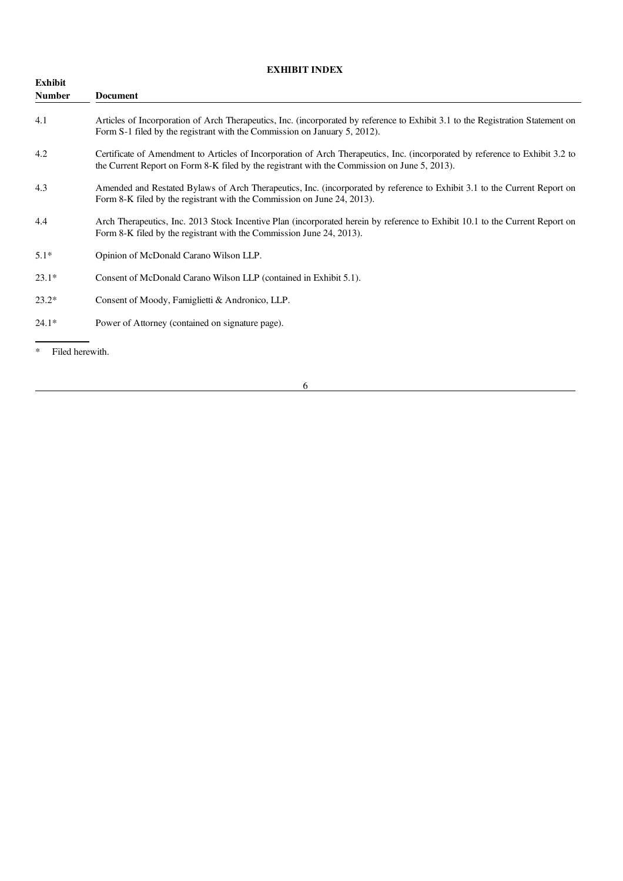## EXHIBIT INDEX

| Exhibit Number | Document |
|---|---|
| 4.1 | Articles of Incorporation of Arch Therapeutics, Inc. (incorporated by reference to Exhibit 3.1 to the Registration Statement on Form S-1 filed by the registrant with the Commission on January 5, 2012). |
| 4.2 | Certificate of Amendment to Articles of Incorporation of Arch Therapeutics, Inc. (incorporated by reference to Exhibit 3.2 to the Current Report on Form 8-K filed by the registrant with the Commission on June 5, 2013). |
| 4.3 | Amended and Restated Bylaws of Arch Therapeutics, Inc. (incorporated by reference to Exhibit 3.1 to the Current Report on Form 8-K filed by the registrant with the Commission on June 24, 2013). |
| 4.4 | Arch Therapeutics, Inc. 2013 Stock Incentive Plan (incorporated herein by reference to Exhibit 10.1 to the Current Report on Form 8-K filed by the registrant with the Commission June 24, 2013). |
| 5.1* | Opinion of McDonald Carano Wilson LLP. |
| 23.1* | Consent of McDonald Carano Wilson LLP (contained in Exhibit 5.1). |
| 23.2* | Consent of Moody, Famiglietti & Andronico, LLP. |
| 24.1* | Power of Attorney (contained on signature page). |

\* Filed herewith.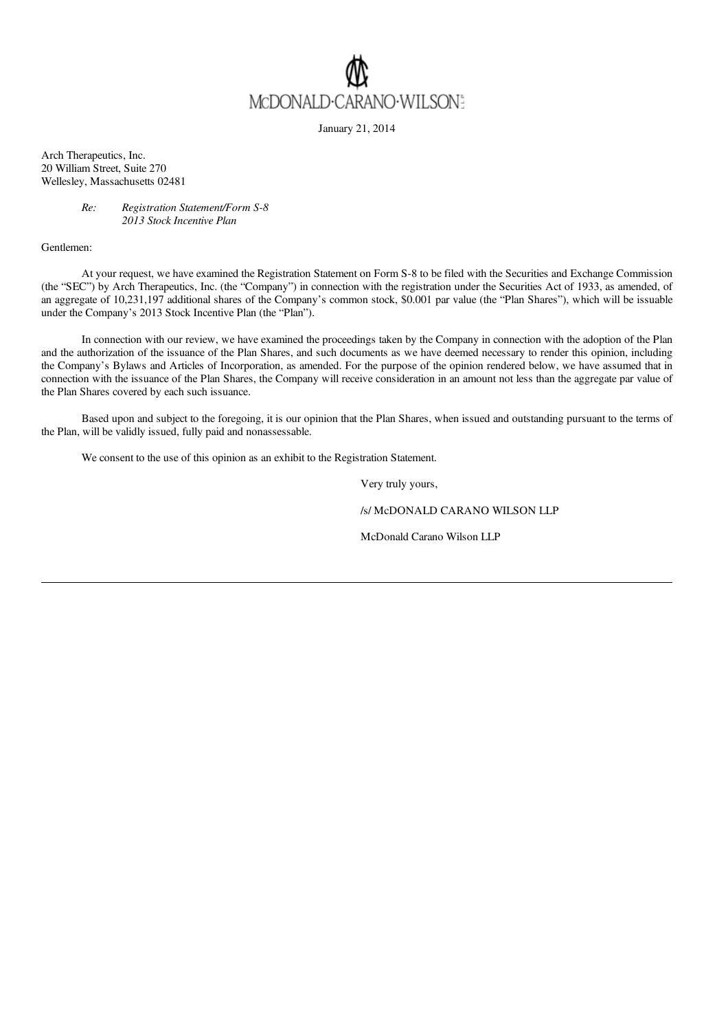McDONALD·CARANO·WILSON

January 21, 2014

Arch Therapeutics, Inc.
20 William Street, Suite 270
Wellesley, Massachusetts 02481

*Re: Registration Statement/Form S-8*
*2013 Stock Incentive Plan*

Gentlemen:

At your request, we have examined the Registration Statement on Form S-8 to be filed with the Securities and Exchange Commission (the "SEC") by Arch Therapeutics, Inc. (the "Company") in connection with the registration under the Securities Act of 1933, as amended, of an aggregate of 10,231,197 additional shares of the Company's common stock, $0.001 par value (the "Plan Shares"), which will be issuable under the Company's 2013 Stock Incentive Plan (the "Plan").

In connection with our review, we have examined the proceedings taken by the Company in connection with the adoption of the Plan and the authorization of the issuance of the Plan Shares, and such documents as we have deemed necessary to render this opinion, including the Company's Bylaws and Articles of Incorporation, as amended. For the purpose of the opinion rendered below, we have assumed that in connection with the issuance of the Plan Shares, the Company will receive consideration in an amount not less than the aggregate par value of the Plan Shares covered by each such issuance.

Based upon and subject to the foregoing, it is our opinion that the Plan Shares, when issued and outstanding pursuant to the terms of the Plan, will be validly issued, fully paid and nonassessable.

We consent to the use of this opinion as an exhibit to the Registration Statement.

Very truly yours,

/s/ McDONALD CARANO WILSON LLP

McDonald Carano Wilson LLP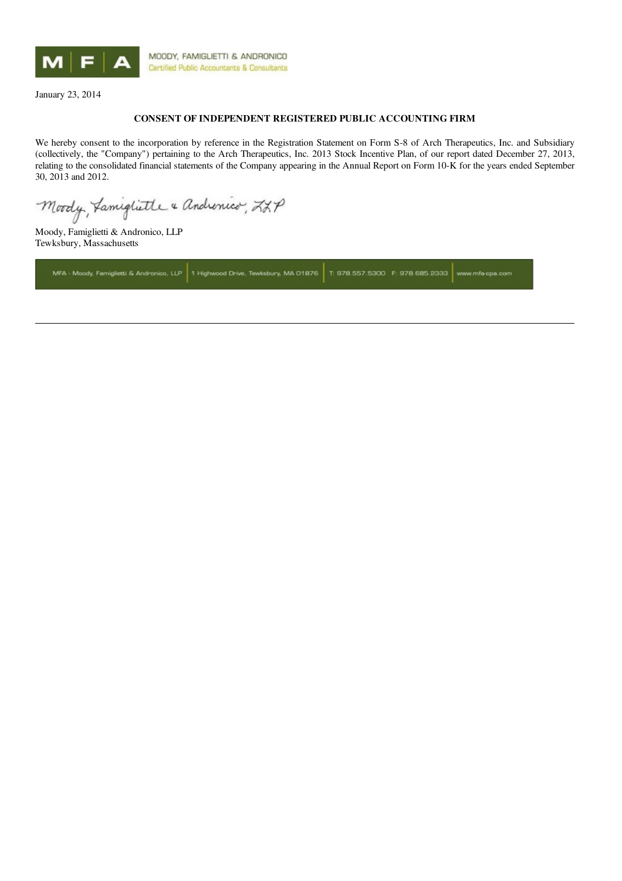MOODY, FAMIGLIETTI & ANDRONICO
Certified Public Accountants & Consultants

January 23, 2014

**CONSENT OF INDEPENDENT REGISTERED PUBLIC ACCOUNTING FIRM**

We hereby consent to the incorporation by reference in the Registration Statement on Form S-8 of Arch Therapeutics, Inc. and Subsidiary (collectively, the "Company") pertaining to the Arch Therapeutics, Inc. 2013 Stock Incentive Plan, of our report dated December 27, 2013, relating to the consolidated financial statements of the Company appearing in the Annual Report on Form 10-K for the years ended September 30, 2013 and 2012.

Moody, Famiglietti & Andronico, LLP

Moody, Famiglietti & Andronico, LLP
Tewksbury, Massachusetts

MFA - Moody, Famiglietti & Andronico, LLP | 1 Highwood Drive, Tewksbury, MA 01876 | T: 978.557.5300 F: 978.685.2333 | www.mfa-cpa.com